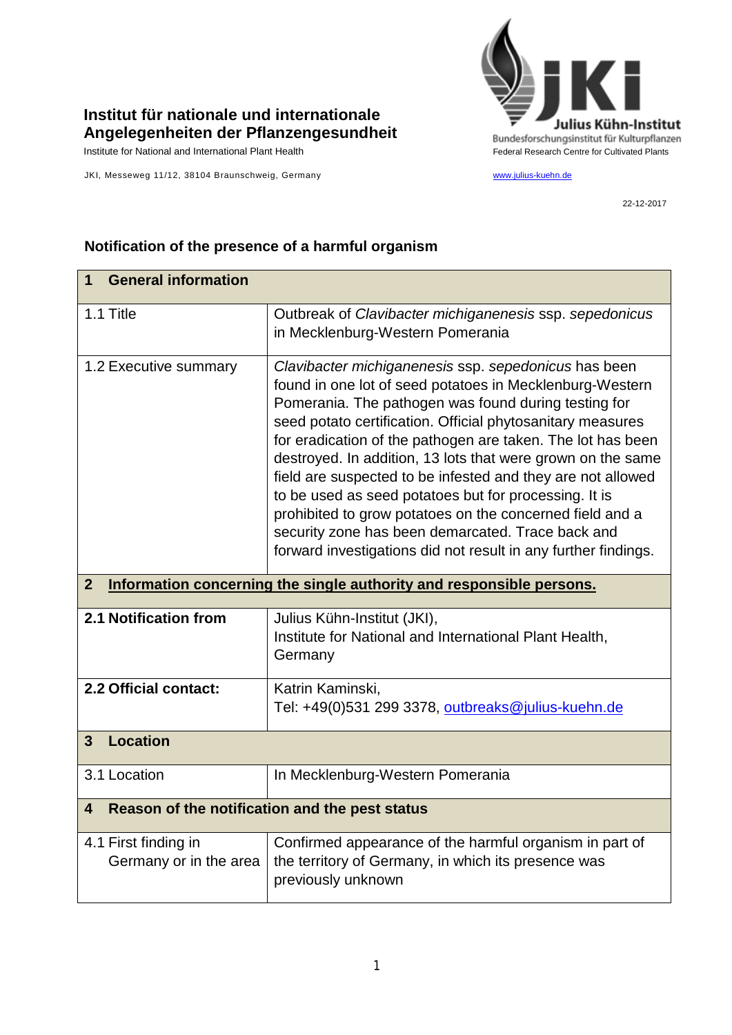**Institut für nationale und internationale Angelegenheiten der Pflanzengesundheit**

Institute for National and International Plant Health

JKI, Messeweg 11/12, 38104 Braunschweig, Germany

Julius Kühn-Institut
Bundesforschungsinstitut für Kulturpflanzen
Federal Research Centre for Cultivated Plants

www.julius-kuehn.de

22-12-2017

## Notification of the presence of a harmful organism

| **1 General information** | |
|---|---|
| 1.1 Title | Outbreak of *Clavibacter michiganenesis* ssp. *sepedonicus* in Mecklenburg-Western Pomerania |
| 1.2 Executive summary | *Clavibacter michiganenesis* ssp. *sepedonicus* has been found in one lot of seed potatoes in Mecklenburg-Western Pomerania. The pathogen was found during testing for seed potato certification. Official phytosanitary measures for eradication of the pathogen are taken. The lot has been destroyed. In addition, 13 lots that were grown on the same field are suspected to be infested and they are not allowed to be used as seed potatoes but for processing. It is prohibited to grow potatoes on the concerned field and a security zone has been demarcated. Trace back and forward investigations did not result in any further findings. |
| **2 Information concerning the single authority and responsible persons.** | |
| **2.1 Notification from** | Julius Kühn-Institut (JKI),<br>Institute for National and International Plant Health, Germany |
| **2.2 Official contact:** | Katrin Kaminski,<br>Tel: +49(0)531 299 3378, outbreaks@julius-kuehn.de |
| **3 Location** | |
| 3.1 Location | In Mecklenburg-Western Pomerania |
| **4 Reason of the notification and the pest status** | |
| 4.1 First finding in Germany or in the area | Confirmed appearance of the harmful organism in part of the territory of Germany, in which its presence was previously unknown |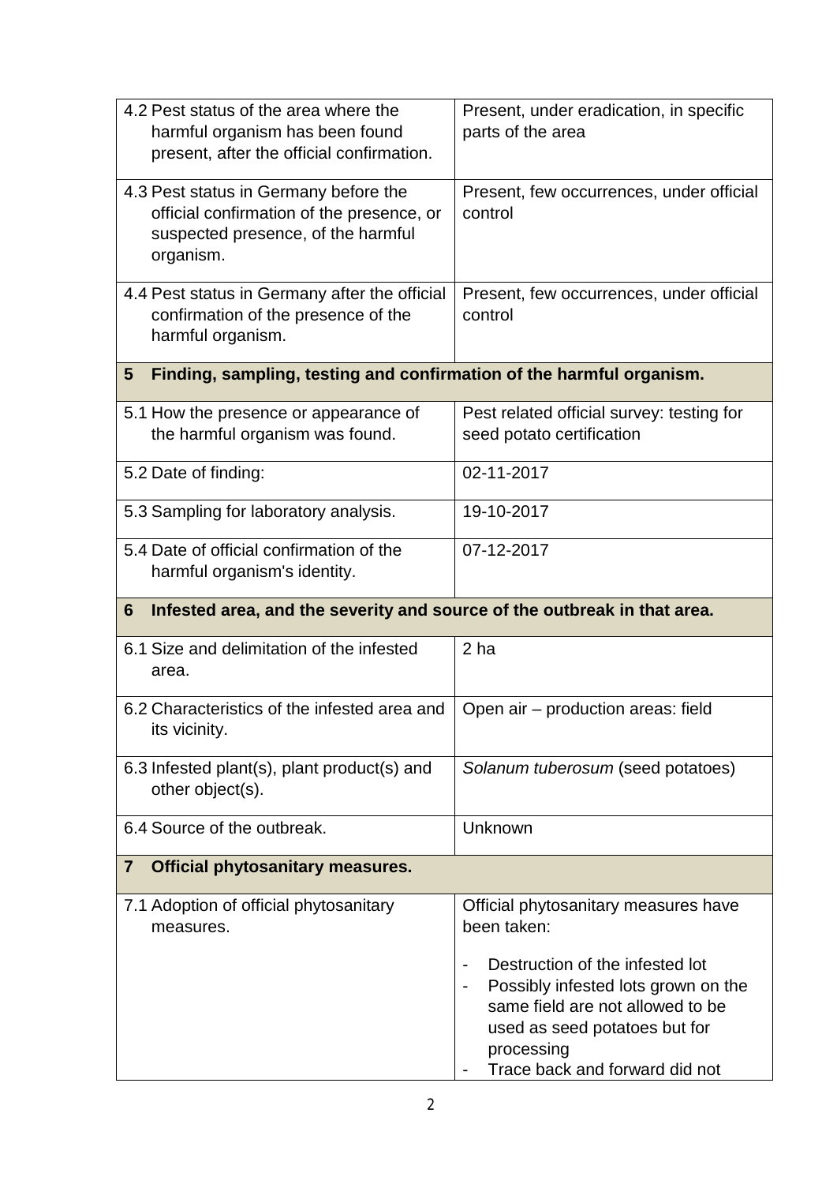| | |
|---|---|
| 4.2 Pest status of the area where the harmful organism has been found present, after the official confirmation. | Present, under eradication, in specific parts of the area |
| 4.3 Pest status in Germany before the official confirmation of the presence, or suspected presence, of the harmful organism. | Present, few occurrences, under official control |
| 4.4 Pest status in Germany after the official confirmation of the presence of the harmful organism. | Present, few occurrences, under official control |
| **5 Finding, sampling, testing and confirmation of the harmful organism.** | |
| 5.1 How the presence or appearance of the harmful organism was found. | Pest related official survey: testing for seed potato certification |
| 5.2 Date of finding: | 02-11-2017 |
| 5.3 Sampling for laboratory analysis. | 19-10-2017 |
| 5.4 Date of official confirmation of the harmful organism's identity. | 07-12-2017 |
| **6 Infested area, and the severity and source of the outbreak in that area.** | |
| 6.1 Size and delimitation of the infested area. | 2 ha |
| 6.2 Characteristics of the infested area and its vicinity. | Open air – production areas: field |
| 6.3 Infested plant(s), plant product(s) and other object(s). | *Solanum tuberosum* (seed potatoes) |
| 6.4 Source of the outbreak. | Unknown |
| **7 Official phytosanitary measures.** | |
| 7.1 Adoption of official phytosanitary measures. | Official phytosanitary measures have been taken:<br><br>- Destruction of the infested lot<br>- Possibly infested lots grown on the same field are not allowed to be used as seed potatoes but for processing<br>- Trace back and forward did not |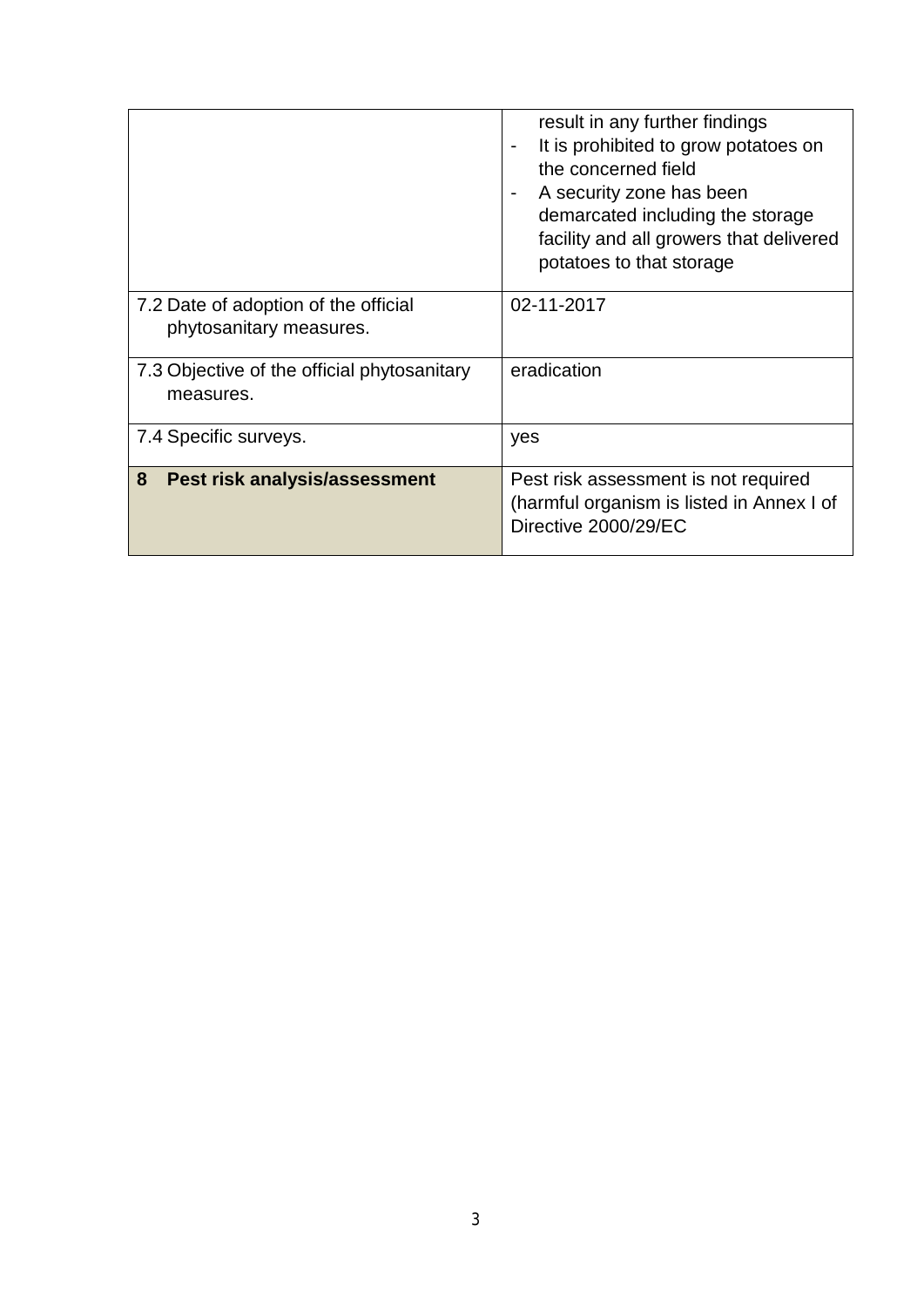| | |
|---|---|
| | result in any further findings<br>- It is prohibited to grow potatoes on the concerned field<br>- A security zone has been demarcated including the storage facility and all growers that delivered potatoes to that storage |
| 7.2 Date of adoption of the official phytosanitary measures. | 02-11-2017 |
| 7.3 Objective of the official phytosanitary measures. | eradication |
| 7.4 Specific surveys. | yes |
| **8 Pest risk analysis/assessment** | Pest risk assessment is not required (harmful organism is listed in Annex I of Directive 2000/29/EC |